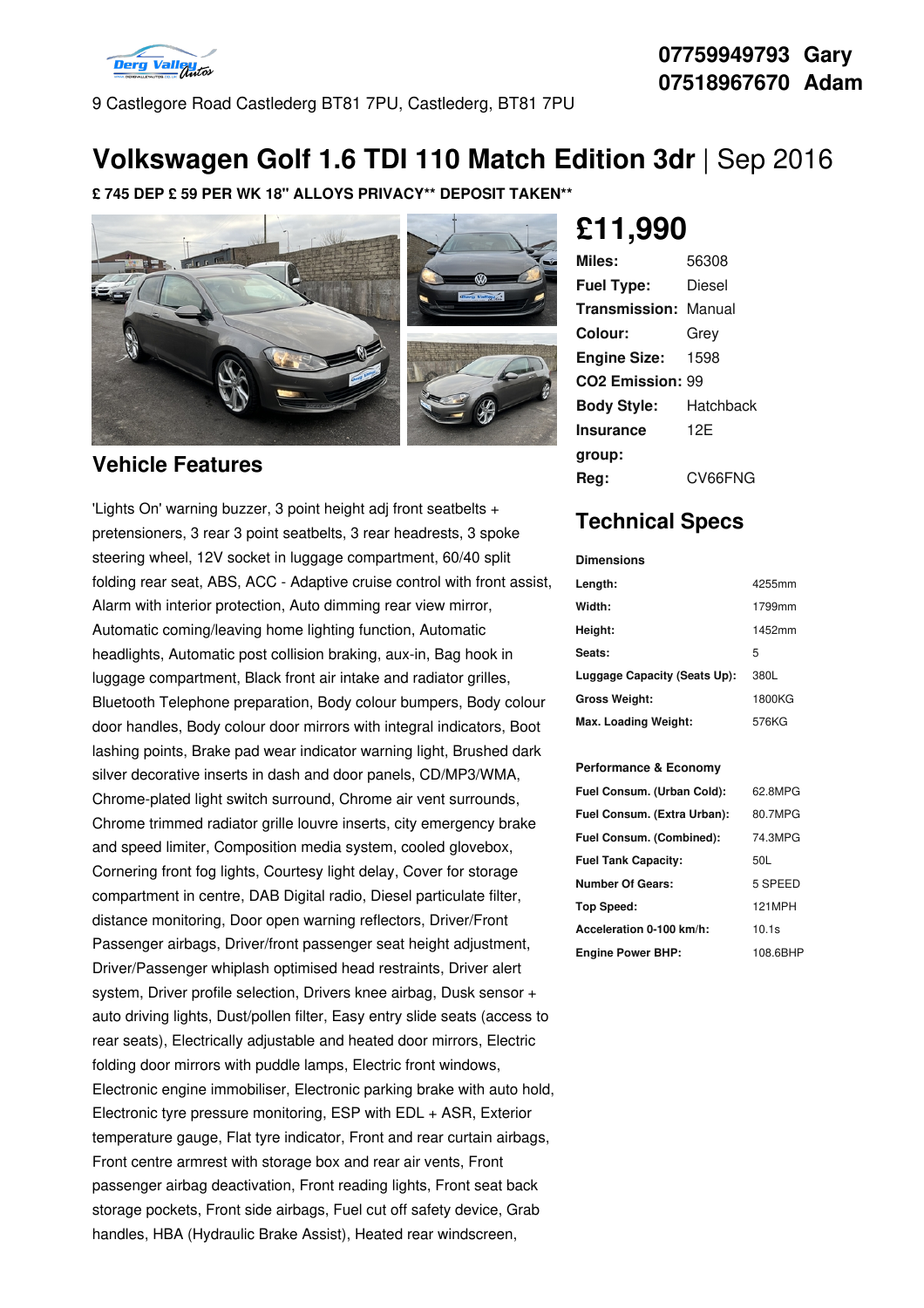07759949793 Gary
07518967670 Adam

9 Castlegore Road Castlederg BT81 7PU, Castlederg, BT81 7PU

# Volkswagen Golf 1.6 TDI 110 Match Edition 3dr | Sep 2016

**£ 745 DEP £ 59 PER WK 18" ALLOYS PRIVACY** DEPOSIT TAKEN****

## £11,990

| | |
|---|---|
| **Miles:** | 56308 |
| **Fuel Type:** | Diesel |
| **Transmission:** | Manual |
| **Colour:** | Grey |
| **Engine Size:** | 1598 |
| **CO2 Emission:** | 99 |
| **Body Style:** | Hatchback |
| **Insurance group:** | 12E |
| **Reg:** | CV66FNG |

## Vehicle Features

'Lights On' warning buzzer, 3 point height adj front seatbelts + pretensioners, 3 rear 3 point seatbelts, 3 rear headrests, 3 spoke steering wheel, 12V socket in luggage compartment, 60/40 split folding rear seat, ABS, ACC - Adaptive cruise control with front assist, Alarm with interior protection, Auto dimming rear view mirror, Automatic coming/leaving home lighting function, Automatic headlights, Automatic post collision braking, aux-in, Bag hook in luggage compartment, Black front air intake and radiator grilles, Bluetooth Telephone preparation, Body colour bumpers, Body colour door handles, Body colour door mirrors with integral indicators, Boot lashing points, Brake pad wear indicator warning light, Brushed dark silver decorative inserts in dash and door panels, CD/MP3/WMA, Chrome-plated light switch surround, Chrome air vent surrounds, Chrome trimmed radiator grille louvre inserts, city emergency brake and speed limiter, Composition media system, cooled glovebox, Cornering front fog lights, Courtesy light delay, Cover for storage compartment in centre, DAB Digital radio, Diesel particulate filter, distance monitoring, Door open warning reflectors, Driver/Front Passenger airbags, Driver/front passenger seat height adjustment, Driver/Passenger whiplash optimised head restraints, Driver alert system, Driver profile selection, Drivers knee airbag, Dusk sensor + auto driving lights, Dust/pollen filter, Easy entry slide seats (access to rear seats), Electrically adjustable and heated door mirrors, Electric folding door mirrors with puddle lamps, Electric front windows, Electronic engine immobiliser, Electronic parking brake with auto hold, Electronic tyre pressure monitoring, ESP with EDL + ASR, Exterior temperature gauge, Flat tyre indicator, Front and rear curtain airbags, Front centre armrest with storage box and rear air vents, Front passenger airbag deactivation, Front reading lights, Front seat back storage pockets, Front side airbags, Fuel cut off safety device, Grab handles, HBA (Hydraulic Brake Assist), Heated rear windscreen,

## Technical Specs

| Dimensions | |
|---|---|
| **Length:** | 4255mm |
| **Width:** | 1799mm |
| **Height:** | 1452mm |
| **Seats:** | 5 |
| **Luggage Capacity (Seats Up):** | 380L |
| **Gross Weight:** | 1800KG |
| **Max. Loading Weight:** | 576KG |

| Performance & Economy | |
|---|---|
| **Fuel Consum. (Urban Cold):** | 62.8MPG |
| **Fuel Consum. (Extra Urban):** | 80.7MPG |
| **Fuel Consum. (Combined):** | 74.3MPG |
| **Fuel Tank Capacity:** | 50L |
| **Number Of Gears:** | 5 SPEED |
| **Top Speed:** | 121MPH |
| **Acceleration 0-100 km/h:** | 10.1s |
| **Engine Power BHP:** | 108.6BHP |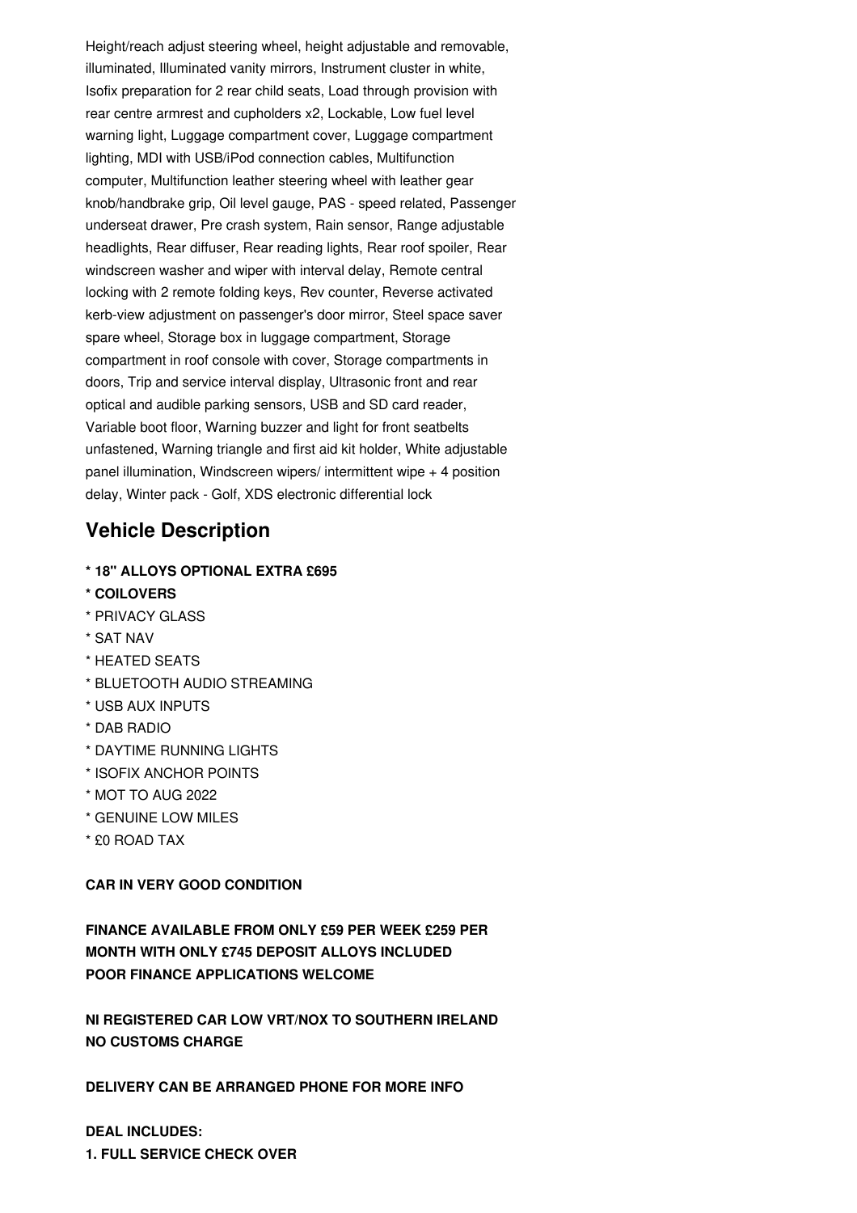Height/reach adjust steering wheel, height adjustable and removable, illuminated, Illuminated vanity mirrors, Instrument cluster in white, Isofix preparation for 2 rear child seats, Load through provision with rear centre armrest and cupholders x2, Lockable, Low fuel level warning light, Luggage compartment cover, Luggage compartment lighting, MDI with USB/iPod connection cables, Multifunction computer, Multifunction leather steering wheel with leather gear knob/handbrake grip, Oil level gauge, PAS - speed related, Passenger underseat drawer, Pre crash system, Rain sensor, Range adjustable headlights, Rear diffuser, Rear reading lights, Rear roof spoiler, Rear windscreen washer and wiper with interval delay, Remote central locking with 2 remote folding keys, Rev counter, Reverse activated kerb-view adjustment on passenger's door mirror, Steel space saver spare wheel, Storage box in luggage compartment, Storage compartment in roof console with cover, Storage compartments in doors, Trip and service interval display, Ultrasonic front and rear optical and audible parking sensors, USB and SD card reader, Variable boot floor, Warning buzzer and light for front seatbelts unfastened, Warning triangle and first aid kit holder, White adjustable panel illumination, Windscreen wipers/ intermittent wipe + 4 position delay, Winter pack - Golf, XDS electronic differential lock

## Vehicle Description

**\* 18" ALLOYS OPTIONAL EXTRA £695**
**\* COILOVERS**
\* PRIVACY GLASS
\* SAT NAV
\* HEATED SEATS
\* BLUETOOTH AUDIO STREAMING
\* USB AUX INPUTS
\* DAB RADIO
\* DAYTIME RUNNING LIGHTS
\* ISOFIX ANCHOR POINTS
\* MOT TO AUG 2022
\* GENUINE LOW MILES
\* £0 ROAD TAX

**CAR IN VERY GOOD CONDITION**

**FINANCE AVAILABLE FROM ONLY £59 PER WEEK £259 PER MONTH WITH ONLY £745 DEPOSIT ALLOYS INCLUDED**
**POOR FINANCE APPLICATIONS WELCOME**

**NI REGISTERED CAR LOW VRT/NOX TO SOUTHERN IRELAND NO CUSTOMS CHARGE**

**DELIVERY CAN BE ARRANGED PHONE FOR MORE INFO**

**DEAL INCLUDES:**
**1. FULL SERVICE CHECK OVER**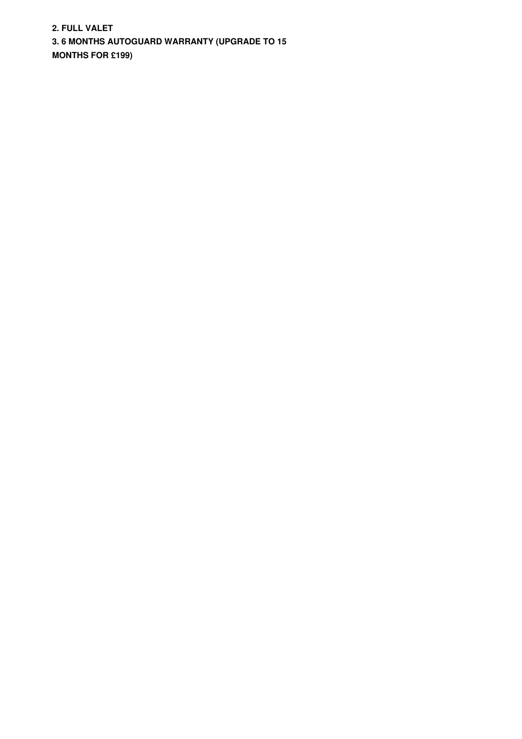**2. FULL VALET**

**3. 6 MONTHS AUTOGUARD WARRANTY (UPGRADE TO 15 MONTHS FOR £199)**